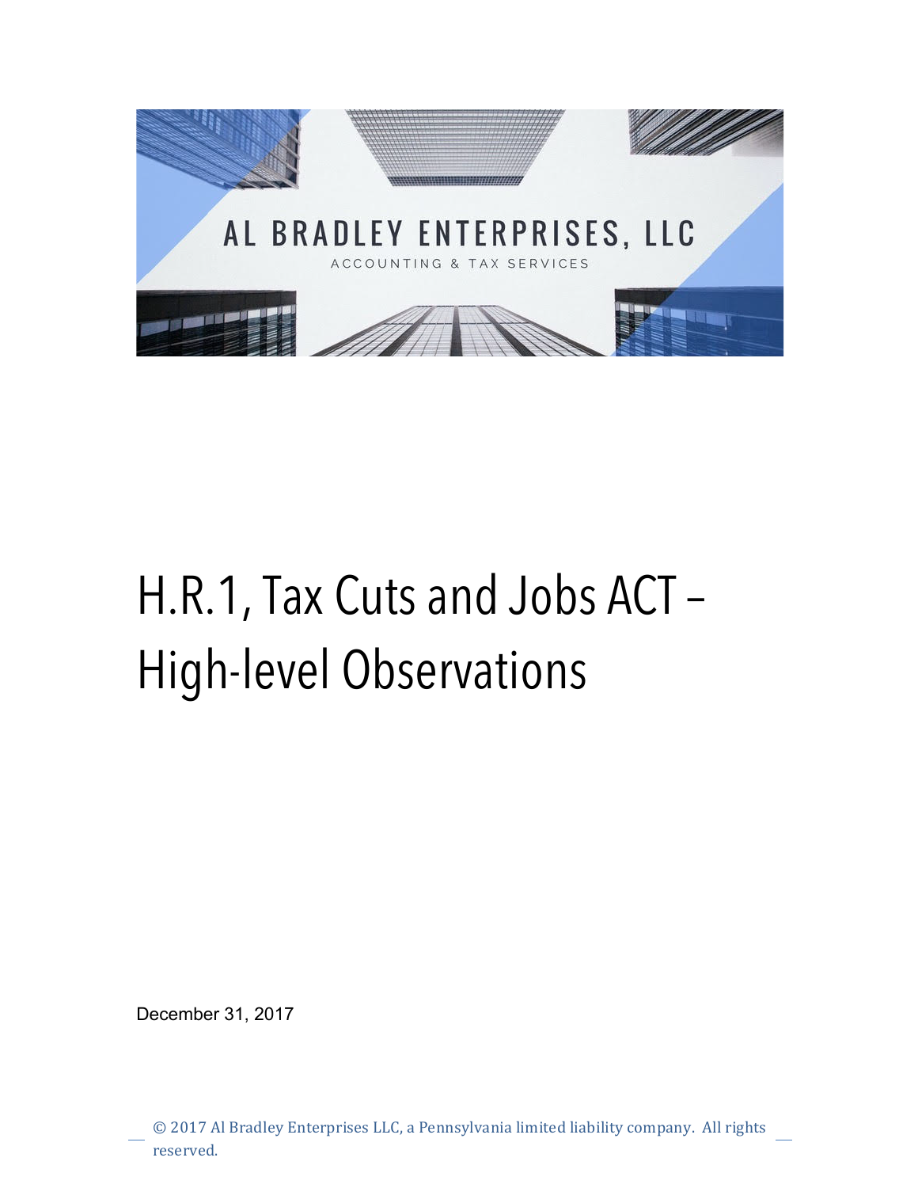AL BRADLEY ENTERPRISES, LLC

ACCOUNTING & TAX SERVICES

# H.R.1, Tax Cuts and Jobs ACT – High-level Observations

December 31, 2017

© 2017 Al Bradley Enterprises LLC, a Pennsylvania limited liability company. All rights reserved.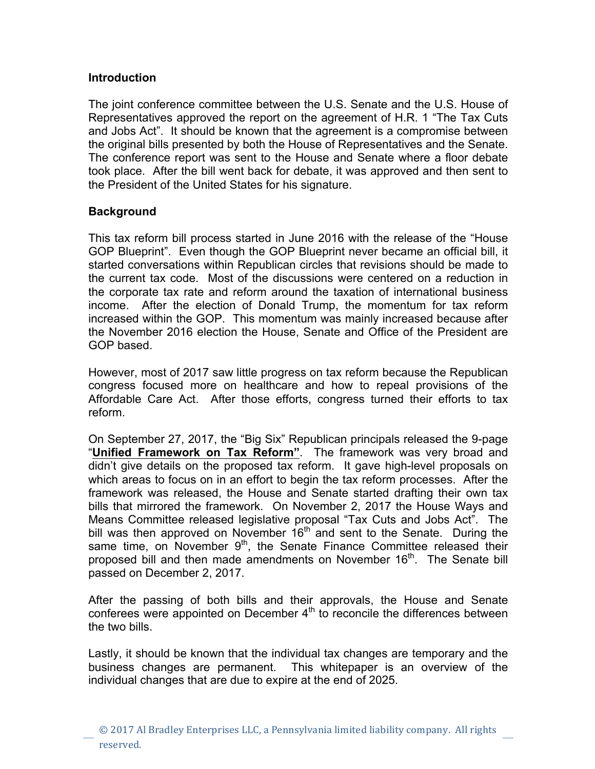## Introduction

The joint conference committee between the U.S. Senate and the U.S. House of Representatives approved the report on the agreement of H.R. 1 "The Tax Cuts and Jobs Act". It should be known that the agreement is a compromise between the original bills presented by both the House of Representatives and the Senate. The conference report was sent to the House and Senate where a floor debate took place. After the bill went back for debate, it was approved and then sent to the President of the United States for his signature.

## Background

This tax reform bill process started in June 2016 with the release of the "House GOP Blueprint". Even though the GOP Blueprint never became an official bill, it started conversations within Republican circles that revisions should be made to the current tax code. Most of the discussions were centered on a reduction in the corporate tax rate and reform around the taxation of international business income. After the election of Donald Trump, the momentum for tax reform increased within the GOP. This momentum was mainly increased because after the November 2016 election the House, Senate and Office of the President are GOP based.

However, most of 2017 saw little progress on tax reform because the Republican congress focused more on healthcare and how to repeal provisions of the Affordable Care Act. After those efforts, congress turned their efforts to tax reform.

On September 27, 2017, the "Big Six" Republican principals released the 9-page "**Unified Framework on Tax Reform"**. The framework was very broad and didn't give details on the proposed tax reform. It gave high-level proposals on which areas to focus on in an effort to begin the tax reform processes. After the framework was released, the House and Senate started drafting their own tax bills that mirrored the framework. On November 2, 2017 the House Ways and Means Committee released legislative proposal "Tax Cuts and Jobs Act". The bill was then approved on November 16th and sent to the Senate. During the same time, on November 9th, the Senate Finance Committee released their proposed bill and then made amendments on November 16th. The Senate bill passed on December 2, 2017.

After the passing of both bills and their approvals, the House and Senate conferees were appointed on December 4th to reconcile the differences between the two bills.

Lastly, it should be known that the individual tax changes are temporary and the business changes are permanent. This whitepaper is an overview of the individual changes that are due to expire at the end of 2025.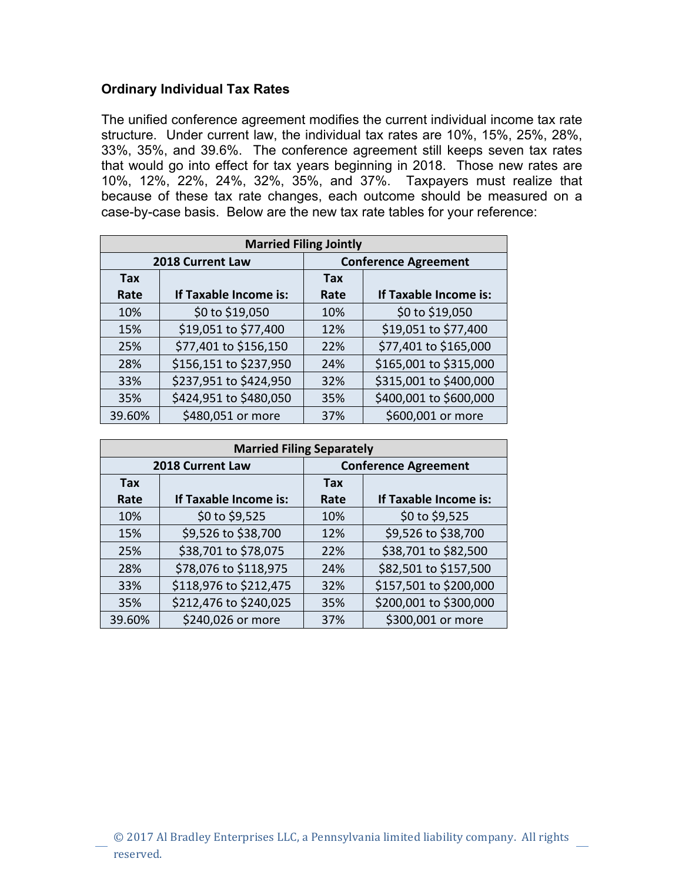### Ordinary Individual Tax Rates

The unified conference agreement modifies the current individual income tax rate structure. Under current law, the individual tax rates are 10%, 15%, 25%, 28%, 33%, 35%, and 39.6%. The conference agreement still keeps seven tax rates that would go into effect for tax years beginning in 2018. Those new rates are 10%, 12%, 22%, 24%, 32%, 35%, and 37%. Taxpayers must realize that because of these tax rate changes, each outcome should be measured on a case-by-case basis. Below are the new tax rate tables for your reference:

| Married Filing Jointly | | | |
|---|---|---|---|
| 2018 Current Law | | Conference Agreement | |
| Tax Rate | If Taxable Income is: | Tax Rate | If Taxable Income is: |
| 10% | $0 to $19,050 | 10% | $0 to $19,050 |
| 15% | $19,051 to $77,400 | 12% | $19,051 to $77,400 |
| 25% | $77,401 to $156,150 | 22% | $77,401 to $165,000 |
| 28% | $156,151 to $237,950 | 24% | $165,001 to $315,000 |
| 33% | $237,951 to $424,950 | 32% | $315,001 to $400,000 |
| 35% | $424,951 to $480,050 | 35% | $400,001 to $600,000 |
| 39.60% | $480,051 or more | 37% | $600,001 or more |

| Married Filing Separately | | | |
|---|---|---|---|
| 2018 Current Law | | Conference Agreement | |
| Tax Rate | If Taxable Income is: | Tax Rate | If Taxable Income is: |
| 10% | $0 to $9,525 | 10% | $0 to $9,525 |
| 15% | $9,526 to $38,700 | 12% | $9,526 to $38,700 |
| 25% | $38,701 to $78,075 | 22% | $38,701 to $82,500 |
| 28% | $78,076 to $118,975 | 24% | $82,501 to $157,500 |
| 33% | $118,976 to $212,475 | 32% | $157,501 to $200,000 |
| 35% | $212,476 to $240,025 | 35% | $200,001 to $300,000 |
| 39.60% | $240,026 or more | 37% | $300,001 or more |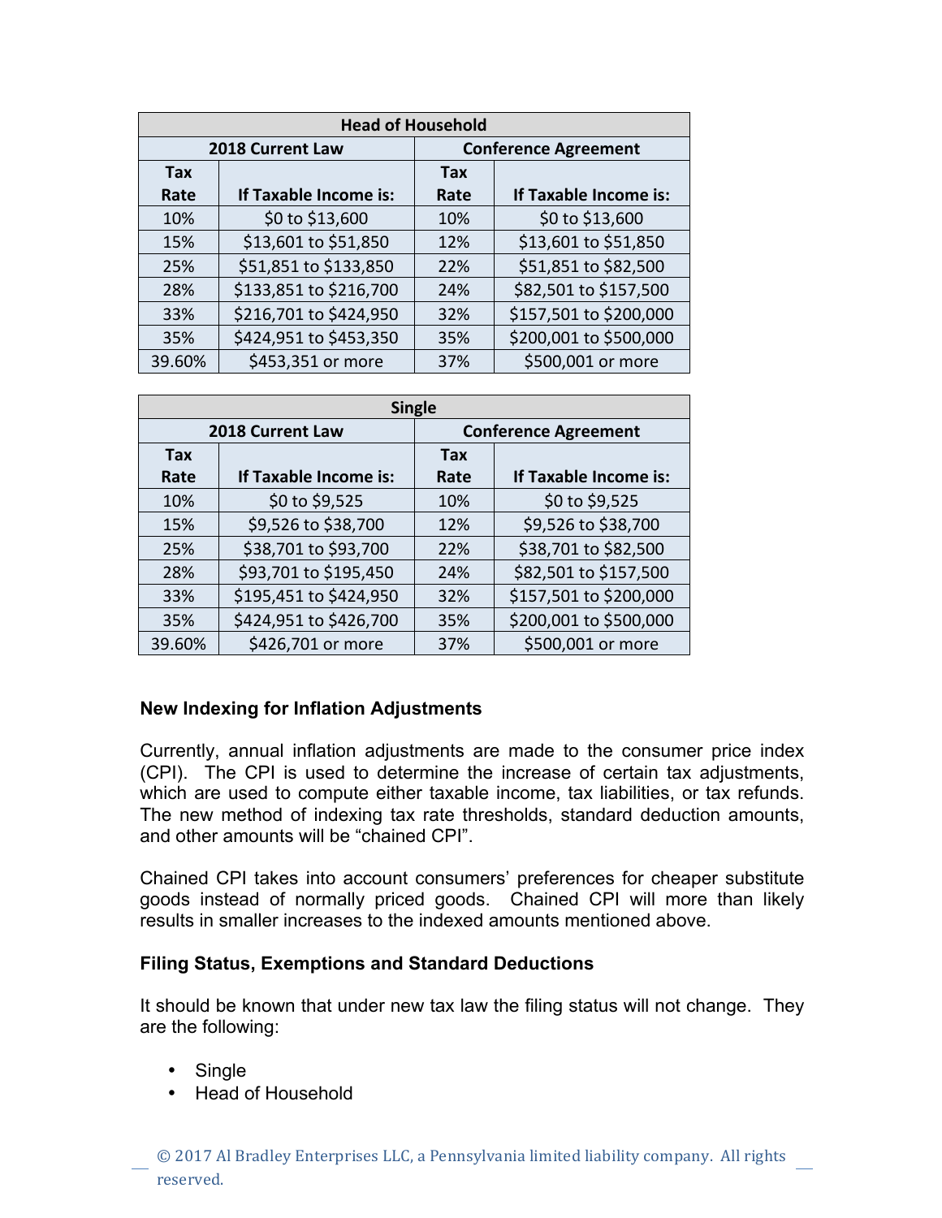| Head of Household | | | |
|---|---|---|---|
| 2018 Current Law | | Conference Agreement | |
| Tax Rate | If Taxable Income is: | Tax Rate | If Taxable Income is: |
| 10% | $0 to $13,600 | 10% | $0 to $13,600 |
| 15% | $13,601 to $51,850 | 12% | $13,601 to $51,850 |
| 25% | $51,851 to $133,850 | 22% | $51,851 to $82,500 |
| 28% | $133,851 to $216,700 | 24% | $82,501 to $157,500 |
| 33% | $216,701 to $424,950 | 32% | $157,501 to $200,000 |
| 35% | $424,951 to $453,350 | 35% | $200,001 to $500,000 |
| 39.60% | $453,351 or more | 37% | $500,001 or more |

| Single | | | |
|---|---|---|---|
| 2018 Current Law | | Conference Agreement | |
| Tax Rate | If Taxable Income is: | Tax Rate | If Taxable Income is: |
| 10% | $0 to $9,525 | 10% | $0 to $9,525 |
| 15% | $9,526 to $38,700 | 12% | $9,526 to $38,700 |
| 25% | $38,701 to $93,700 | 22% | $38,701 to $82,500 |
| 28% | $93,701 to $195,450 | 24% | $82,501 to $157,500 |
| 33% | $195,451 to $424,950 | 32% | $157,501 to $200,000 |
| 35% | $424,951 to $426,700 | 35% | $200,001 to $500,000 |
| 39.60% | $426,701 or more | 37% | $500,001 or more |

### New Indexing for Inflation Adjustments

Currently, annual inflation adjustments are made to the consumer price index (CPI). The CPI is used to determine the increase of certain tax adjustments, which are used to compute either taxable income, tax liabilities, or tax refunds. The new method of indexing tax rate thresholds, standard deduction amounts, and other amounts will be "chained CPI".

Chained CPI takes into account consumers' preferences for cheaper substitute goods instead of normally priced goods. Chained CPI will more than likely results in smaller increases to the indexed amounts mentioned above.

### Filing Status, Exemptions and Standard Deductions

It should be known that under new tax law the filing status will not change. They are the following:

- Single
- Head of Household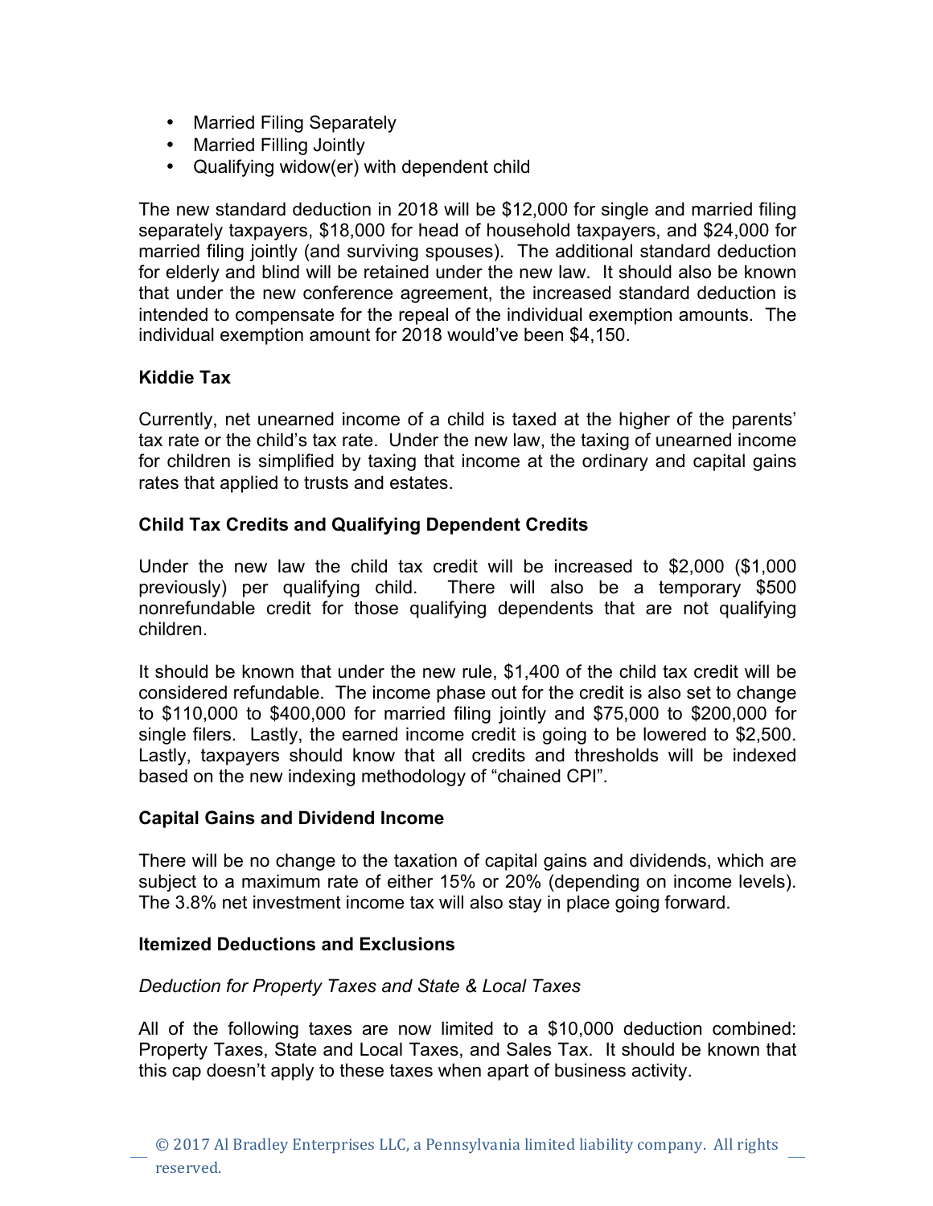- Married Filing Separately
- Married Filling Jointly
- Qualifying widow(er) with dependent child

The new standard deduction in 2018 will be $12,000 for single and married filing separately taxpayers, $18,000 for head of household taxpayers, and $24,000 for married filing jointly (and surviving spouses). The additional standard deduction for elderly and blind will be retained under the new law. It should also be known that under the new conference agreement, the increased standard deduction is intended to compensate for the repeal of the individual exemption amounts. The individual exemption amount for 2018 would've been $4,150.

**Kiddie Tax**

Currently, net unearned income of a child is taxed at the higher of the parents' tax rate or the child's tax rate. Under the new law, the taxing of unearned income for children is simplified by taxing that income at the ordinary and capital gains rates that applied to trusts and estates.

**Child Tax Credits and Qualifying Dependent Credits**

Under the new law the child tax credit will be increased to $2,000 ($1,000 previously) per qualifying child. There will also be a temporary $500 nonrefundable credit for those qualifying dependents that are not qualifying children.

It should be known that under the new rule, $1,400 of the child tax credit will be considered refundable. The income phase out for the credit is also set to change to $110,000 to $400,000 for married filing jointly and $75,000 to $200,000 for single filers. Lastly, the earned income credit is going to be lowered to $2,500. Lastly, taxpayers should know that all credits and thresholds will be indexed based on the new indexing methodology of "chained CPI".

**Capital Gains and Dividend Income**

There will be no change to the taxation of capital gains and dividends, which are subject to a maximum rate of either 15% or 20% (depending on income levels). The 3.8% net investment income tax will also stay in place going forward.

**Itemized Deductions and Exclusions**

*Deduction for Property Taxes and State & Local Taxes*

All of the following taxes are now limited to a $10,000 deduction combined: Property Taxes, State and Local Taxes, and Sales Tax. It should be known that this cap doesn't apply to these taxes when apart of business activity.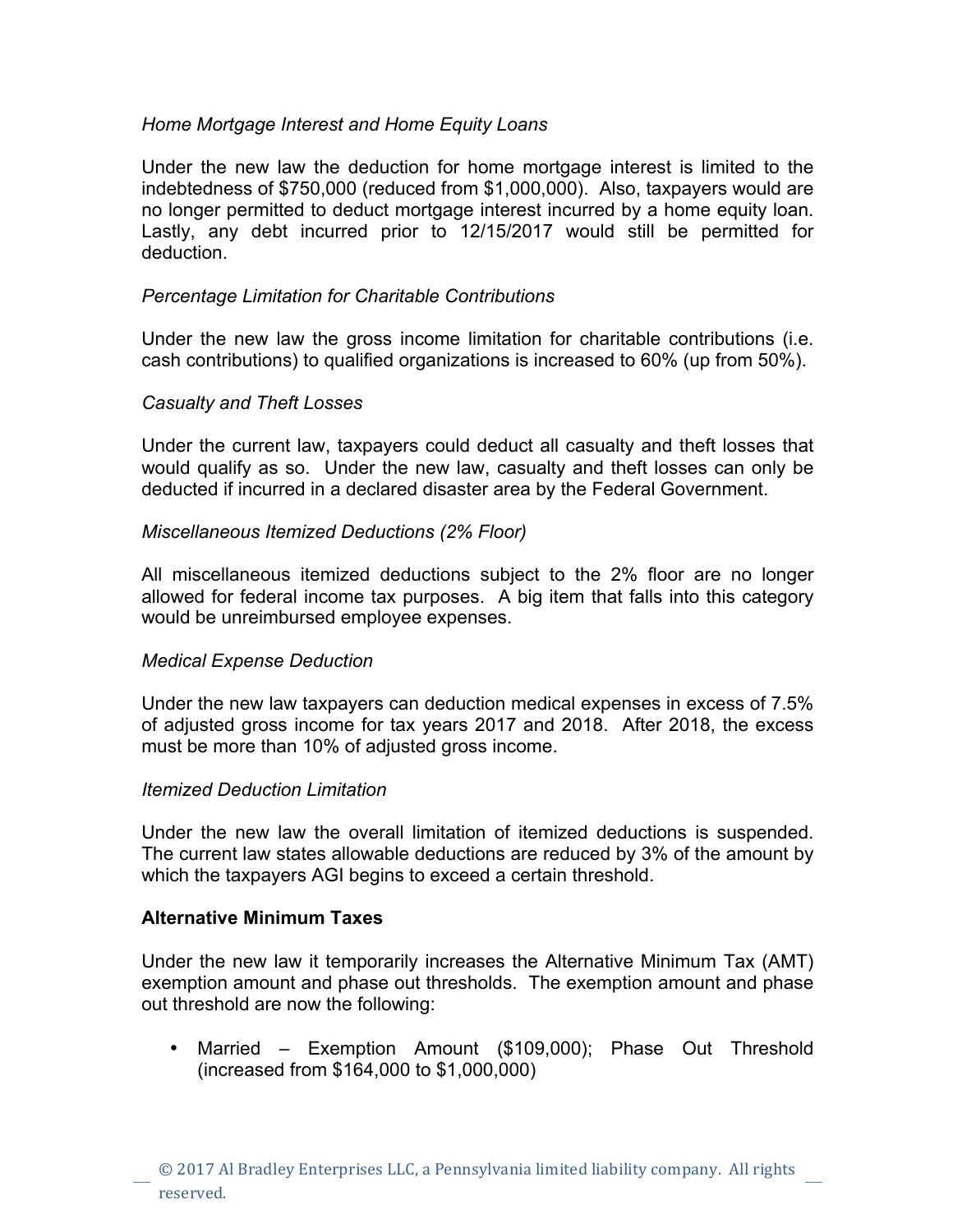*Home Mortgage Interest and Home Equity Loans*

Under the new law the deduction for home mortgage interest is limited to the indebtedness of $750,000 (reduced from $1,000,000). Also, taxpayers would are no longer permitted to deduct mortgage interest incurred by a home equity loan. Lastly, any debt incurred prior to 12/15/2017 would still be permitted for deduction.

*Percentage Limitation for Charitable Contributions*

Under the new law the gross income limitation for charitable contributions (i.e. cash contributions) to qualified organizations is increased to 60% (up from 50%).

*Casualty and Theft Losses*

Under the current law, taxpayers could deduct all casualty and theft losses that would qualify as so. Under the new law, casualty and theft losses can only be deducted if incurred in a declared disaster area by the Federal Government.

*Miscellaneous Itemized Deductions (2% Floor)*

All miscellaneous itemized deductions subject to the 2% floor are no longer allowed for federal income tax purposes. A big item that falls into this category would be unreimbursed employee expenses.

*Medical Expense Deduction*

Under the new law taxpayers can deduction medical expenses in excess of 7.5% of adjusted gross income for tax years 2017 and 2018. After 2018, the excess must be more than 10% of adjusted gross income.

*Itemized Deduction Limitation*

Under the new law the overall limitation of itemized deductions is suspended. The current law states allowable deductions are reduced by 3% of the amount by which the taxpayers AGI begins to exceed a certain threshold.

**Alternative Minimum Taxes**

Under the new law it temporarily increases the Alternative Minimum Tax (AMT) exemption amount and phase out thresholds. The exemption amount and phase out threshold are now the following:

- Married – Exemption Amount ($109,000); Phase Out Threshold (increased from $164,000 to $1,000,000)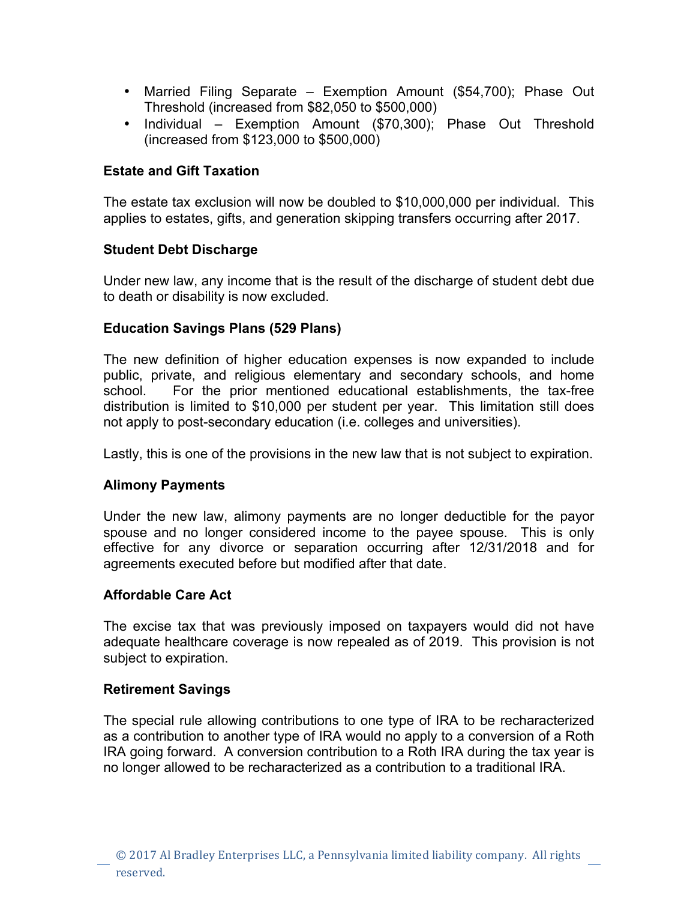- Married Filing Separate – Exemption Amount ($54,700); Phase Out Threshold (increased from $82,050 to $500,000)
- Individual – Exemption Amount ($70,300); Phase Out Threshold (increased from $123,000 to $500,000)

**Estate and Gift Taxation**

The estate tax exclusion will now be doubled to $10,000,000 per individual. This applies to estates, gifts, and generation skipping transfers occurring after 2017.

**Student Debt Discharge**

Under new law, any income that is the result of the discharge of student debt due to death or disability is now excluded.

**Education Savings Plans (529 Plans)**

The new definition of higher education expenses is now expanded to include public, private, and religious elementary and secondary schools, and home school. For the prior mentioned educational establishments, the tax-free distribution is limited to $10,000 per student per year. This limitation still does not apply to post-secondary education (i.e. colleges and universities).

Lastly, this is one of the provisions in the new law that is not subject to expiration.

**Alimony Payments**

Under the new law, alimony payments are no longer deductible for the payor spouse and no longer considered income to the payee spouse. This is only effective for any divorce or separation occurring after 12/31/2018 and for agreements executed before but modified after that date.

**Affordable Care Act**

The excise tax that was previously imposed on taxpayers would did not have adequate healthcare coverage is now repealed as of 2019. This provision is not subject to expiration.

**Retirement Savings**

The special rule allowing contributions to one type of IRA to be recharacterized as a contribution to another type of IRA would no apply to a conversion of a Roth IRA going forward. A conversion contribution to a Roth IRA during the tax year is no longer allowed to be recharacterized as a contribution to a traditional IRA.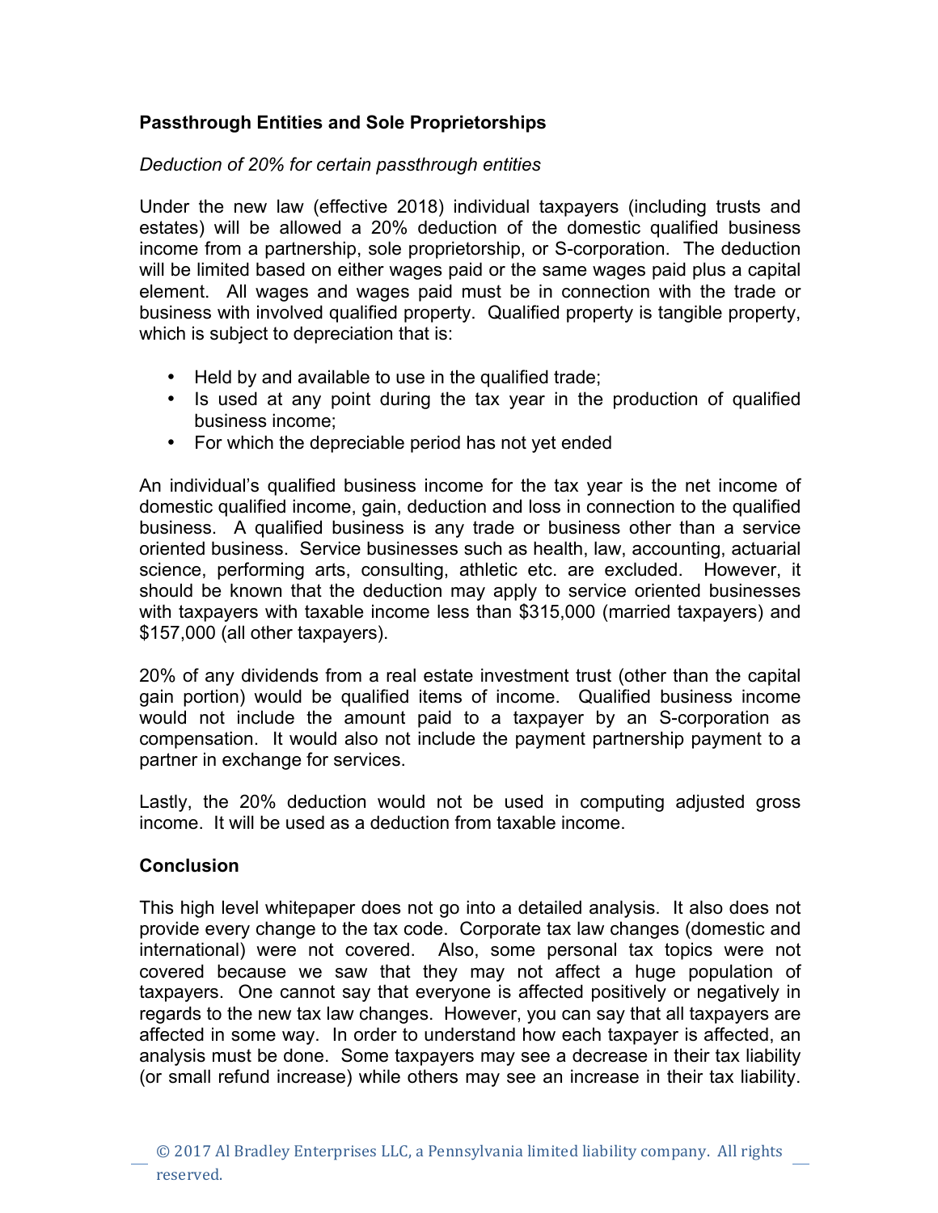**Passthrough Entities and Sole Proprietorships**

*Deduction of 20% for certain passthrough entities*

Under the new law (effective 2018) individual taxpayers (including trusts and estates) will be allowed a 20% deduction of the domestic qualified business income from a partnership, sole proprietorship, or S-corporation. The deduction will be limited based on either wages paid or the same wages paid plus a capital element. All wages and wages paid must be in connection with the trade or business with involved qualified property. Qualified property is tangible property, which is subject to depreciation that is:

- Held by and available to use in the qualified trade;
- Is used at any point during the tax year in the production of qualified business income;
- For which the depreciable period has not yet ended

An individual's qualified business income for the tax year is the net income of domestic qualified income, gain, deduction and loss in connection to the qualified business. A qualified business is any trade or business other than a service oriented business. Service businesses such as health, law, accounting, actuarial science, performing arts, consulting, athletic etc. are excluded. However, it should be known that the deduction may apply to service oriented businesses with taxpayers with taxable income less than $315,000 (married taxpayers) and $157,000 (all other taxpayers).

20% of any dividends from a real estate investment trust (other than the capital gain portion) would be qualified items of income. Qualified business income would not include the amount paid to a taxpayer by an S-corporation as compensation. It would also not include the payment partnership payment to a partner in exchange for services.

Lastly, the 20% deduction would not be used in computing adjusted gross income. It will be used as a deduction from taxable income.

**Conclusion**

This high level whitepaper does not go into a detailed analysis. It also does not provide every change to the tax code. Corporate tax law changes (domestic and international) were not covered. Also, some personal tax topics were not covered because we saw that they may not affect a huge population of taxpayers. One cannot say that everyone is affected positively or negatively in regards to the new tax law changes. However, you can say that all taxpayers are affected in some way. In order to understand how each taxpayer is affected, an analysis must be done. Some taxpayers may see a decrease in their tax liability (or small refund increase) while others may see an increase in their tax liability.

© 2017 Al Bradley Enterprises LLC, a Pennsylvania limited liability company. All rights reserved.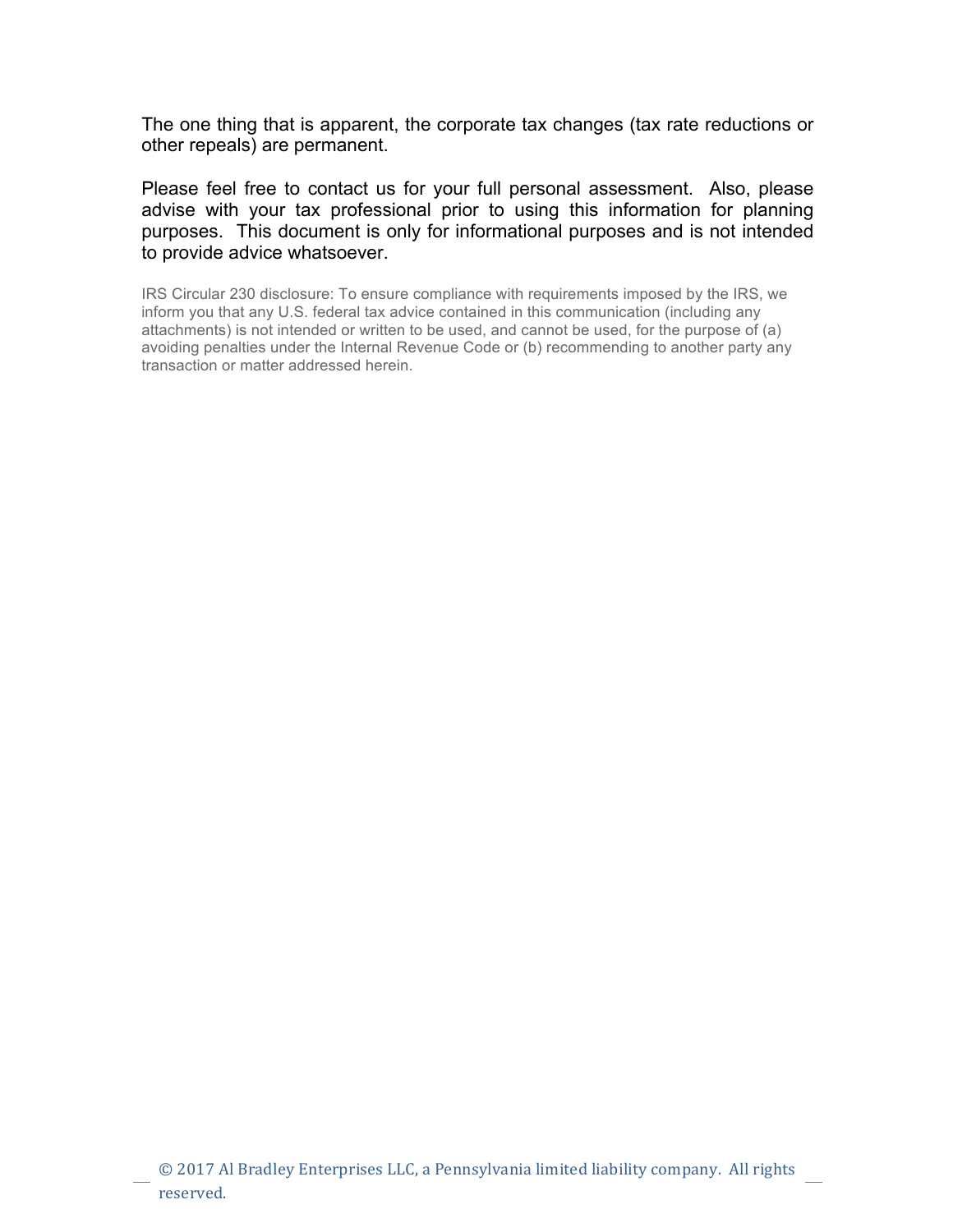The one thing that is apparent, the corporate tax changes (tax rate reductions or other repeals) are permanent.

Please feel free to contact us for your full personal assessment. Also, please advise with your tax professional prior to using this information for planning purposes. This document is only for informational purposes and is not intended to provide advice whatsoever.

IRS Circular 230 disclosure: To ensure compliance with requirements imposed by the IRS, we inform you that any U.S. federal tax advice contained in this communication (including any attachments) is not intended or written to be used, and cannot be used, for the purpose of (a) avoiding penalties under the Internal Revenue Code or (b) recommending to another party any transaction or matter addressed herein.